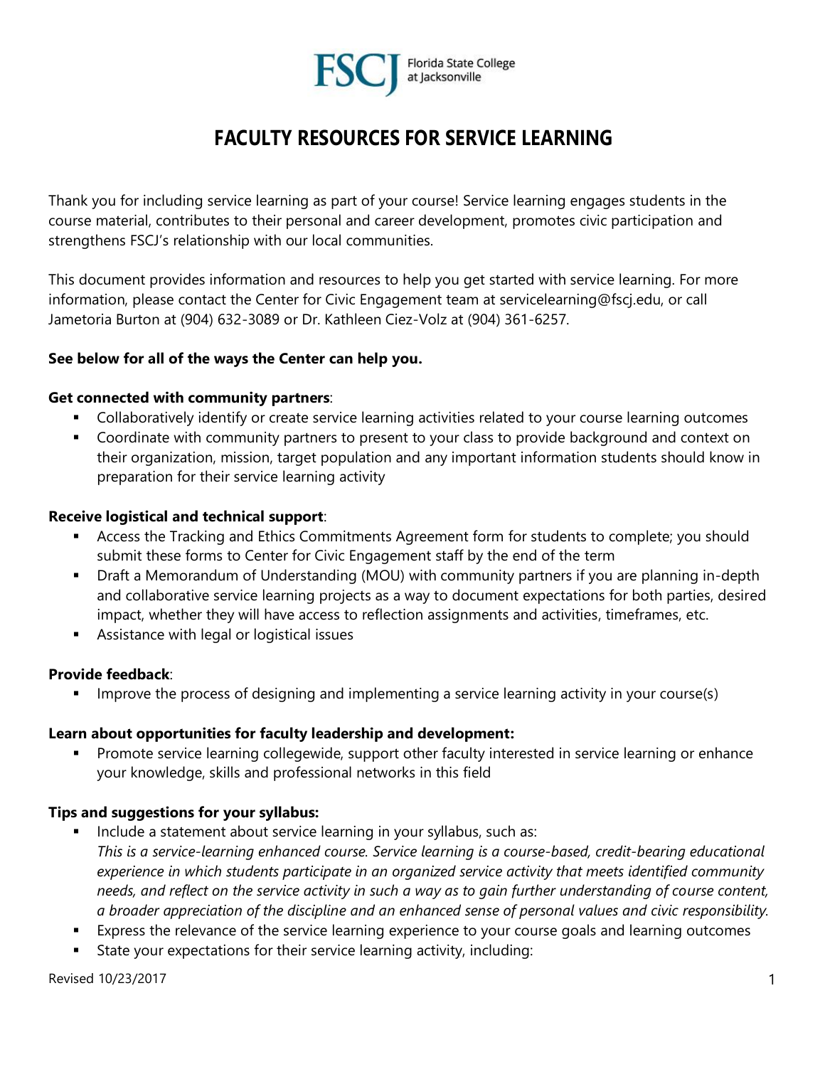Florida State College at Jacksonville

# FACULTY RESOURCES FOR SERVICE LEARNING

Thank you for including service learning as part of your course! Service learning engages students in the course material, contributes to their personal and career development, promotes civic participation and strengthens FSCJ's relationship with our local communities.

This document provides information and resources to help you get started with service learning. For more information, please contact the Center for Civic Engagement team at servicelearning@fscj.edu, or call Jametoria Burton at (904) 632-3089 or Dr. Kathleen Ciez-Volz at (904) 361-6257.

**See below for all of the ways the Center can help you.**

**Get connected with community partners**:

- Collaboratively identify or create service learning activities related to your course learning outcomes
- Coordinate with community partners to present to your class to provide background and context on their organization, mission, target population and any important information students should know in preparation for their service learning activity

**Receive logistical and technical support**:

- Access the Tracking and Ethics Commitments Agreement form for students to complete; you should submit these forms to Center for Civic Engagement staff by the end of the term
- Draft a Memorandum of Understanding (MOU) with community partners if you are planning in-depth and collaborative service learning projects as a way to document expectations for both parties, desired impact, whether they will have access to reflection assignments and activities, timeframes, etc.
- Assistance with legal or logistical issues

**Provide feedback**:

- Improve the process of designing and implementing a service learning activity in your course(s)

**Learn about opportunities for faculty leadership and development:**

- Promote service learning collegewide, support other faculty interested in service learning or enhance your knowledge, skills and professional networks in this field

**Tips and suggestions for your syllabus:**

- Include a statement about service learning in your syllabus, such as:
  *This is a service-learning enhanced course. Service learning is a course-based, credit-bearing educational experience in which students participate in an organized service activity that meets identified community needs, and reflect on the service activity in such a way as to gain further understanding of course content, a broader appreciation of the discipline and an enhanced sense of personal values and civic responsibility.*
- Express the relevance of the service learning experience to your course goals and learning outcomes
- State your expectations for their service learning activity, including:

Revised 10/23/2017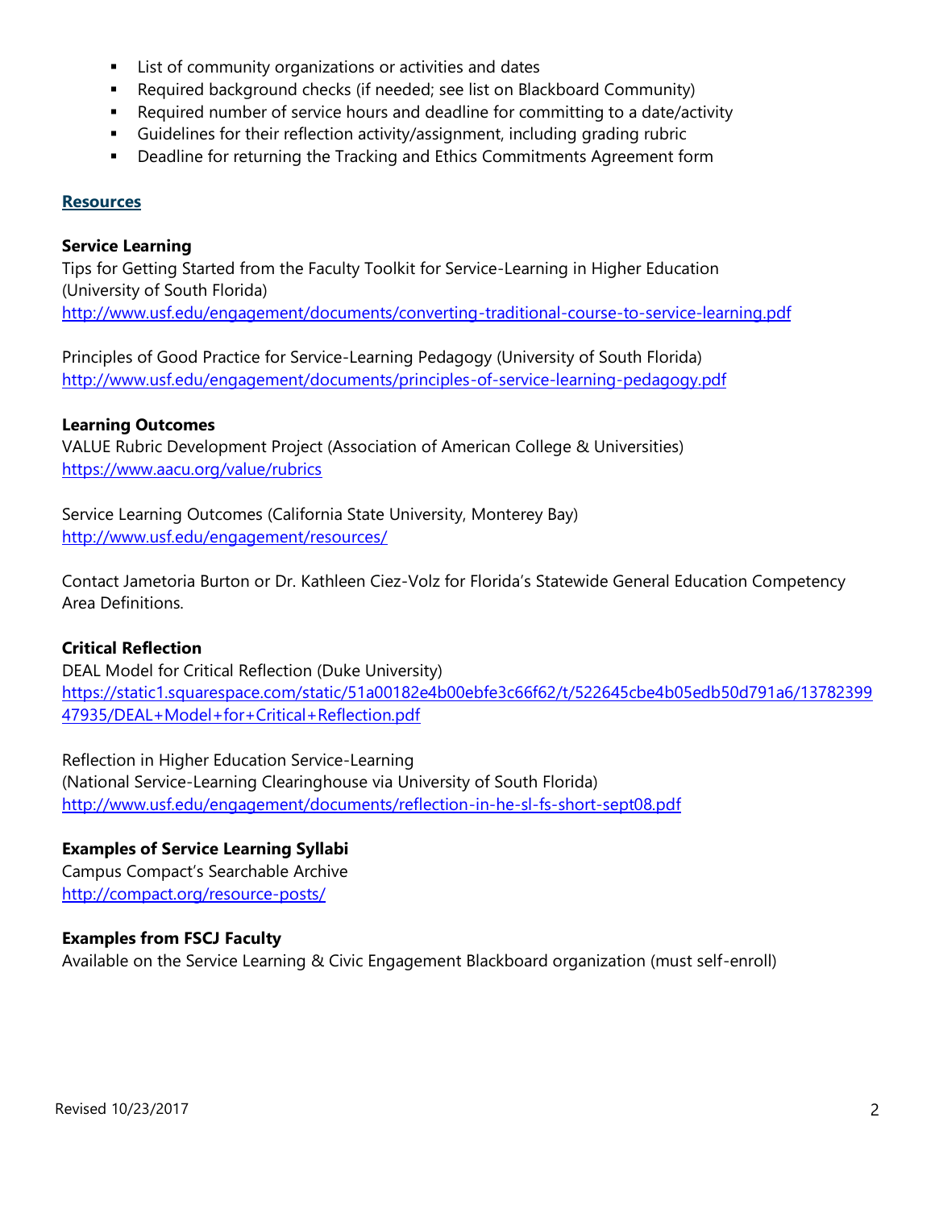- List of community organizations or activities and dates
- Required background checks (if needed; see list on Blackboard Community)
- Required number of service hours and deadline for committing to a date/activity
- Guidelines for their reflection activity/assignment, including grading rubric
- Deadline for returning the Tracking and Ethics Commitments Agreement form

## Resources

**Service Learning**

Tips for Getting Started from the Faculty Toolkit for Service-Learning in Higher Education (University of South Florida)
http://www.usf.edu/engagement/documents/converting-traditional-course-to-service-learning.pdf

Principles of Good Practice for Service-Learning Pedagogy (University of South Florida)
http://www.usf.edu/engagement/documents/principles-of-service-learning-pedagogy.pdf

**Learning Outcomes**

VALUE Rubric Development Project (Association of American College & Universities)
https://www.aacu.org/value/rubrics

Service Learning Outcomes (California State University, Monterey Bay)
http://www.usf.edu/engagement/resources/

Contact Jametoria Burton or Dr. Kathleen Ciez-Volz for Florida's Statewide General Education Competency Area Definitions.

**Critical Reflection**

DEAL Model for Critical Reflection (Duke University)
https://static1.squarespace.com/static/51a00182e4b00ebfe3c66f62/t/522645cbe4b05edb50d791a6/1378239947935/DEAL+Model+for+Critical+Reflection.pdf

Reflection in Higher Education Service-Learning
(National Service-Learning Clearinghouse via University of South Florida)
http://www.usf.edu/engagement/documents/reflection-in-he-sl-fs-short-sept08.pdf

**Examples of Service Learning Syllabi**

Campus Compact's Searchable Archive
http://compact.org/resource-posts/

**Examples from FSCJ Faculty**

Available on the Service Learning & Civic Engagement Blackboard organization (must self-enroll)

Revised 10/23/2017